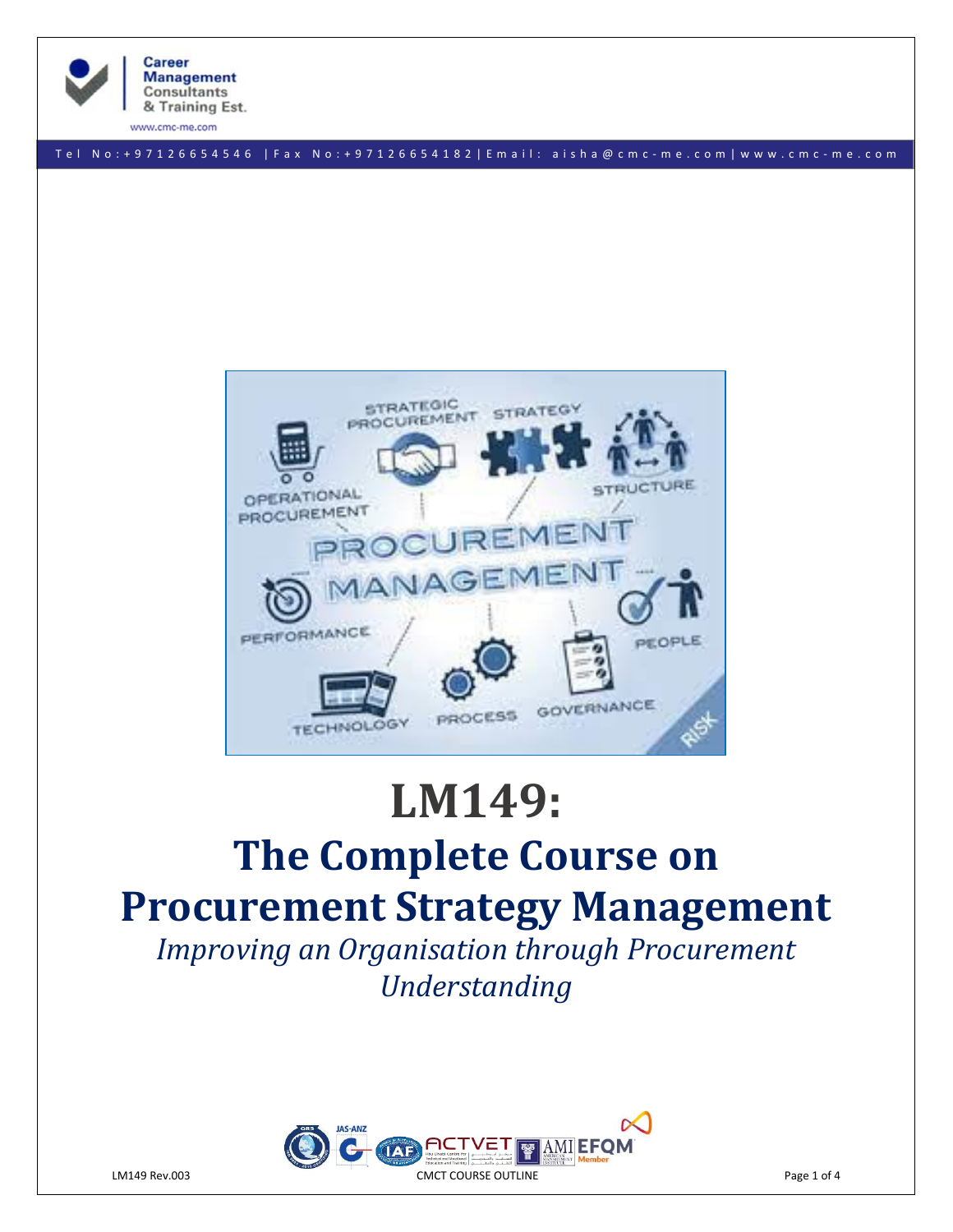# LM149:

# The Complete Course on Procurement Strategy Management

*Improving an Organisation through Procurement Understanding*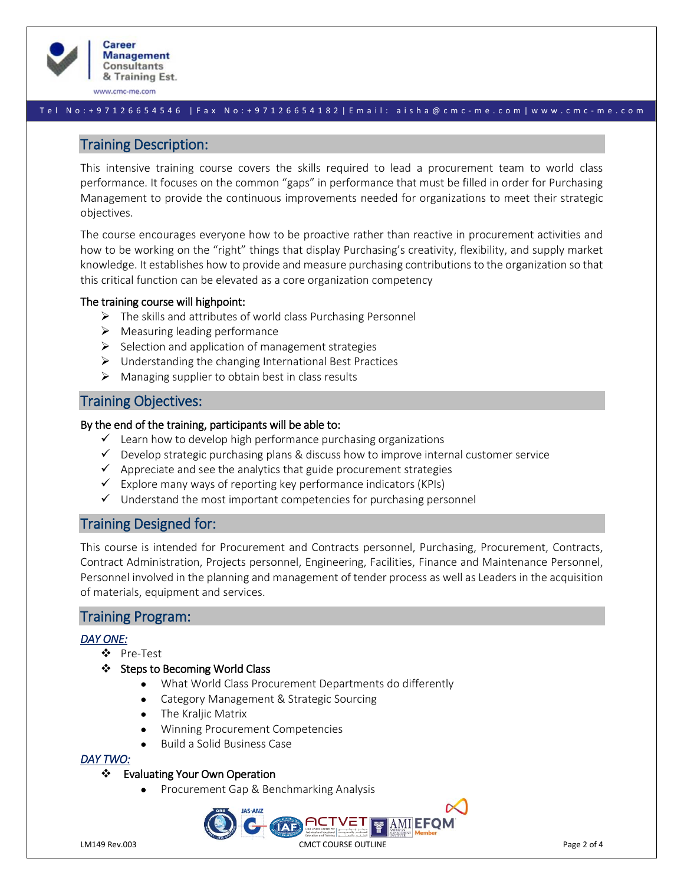## Training Description:

This intensive training course covers the skills required to lead a procurement team to world class performance. It focuses on the common "gaps" in performance that must be filled in order for Purchasing Management to provide the continuous improvements needed for organizations to meet their strategic objectives.

The course encourages everyone how to be proactive rather than reactive in procurement activities and how to be working on the "right" things that display Purchasing's creativity, flexibility, and supply market knowledge. It establishes how to provide and measure purchasing contributions to the organization so that this critical function can be elevated as a core organization competency

**The training course will highpoint:**

- The skills and attributes of world class Purchasing Personnel
- Measuring leading performance
- Selection and application of management strategies
- Understanding the changing International Best Practices
- Managing supplier to obtain best in class results

## Training Objectives:

**By the end of the training, participants will be able to:**

- ✓ Learn how to develop high performance purchasing organizations
- ✓ Develop strategic purchasing plans & discuss how to improve internal customer service
- ✓ Appreciate and see the analytics that guide procurement strategies
- ✓ Explore many ways of reporting key performance indicators (KPIs)
- ✓ Understand the most important competencies for purchasing personnel

## Training Designed for:

This course is intended for Procurement and Contracts personnel, Purchasing, Procurement, Contracts, Contract Administration, Projects personnel, Engineering, Facilities, Finance and Maintenance Personnel, Personnel involved in the planning and management of tender process as well as Leaders in the acquisition of materials, equipment and services.

## Training Program:

***DAY ONE:***

- Pre-Test
- **Steps to Becoming World Class**
  - What World Class Procurement Departments do differently
  - Category Management & Strategic Sourcing
  - The Kraljic Matrix
  - Winning Procurement Competencies
  - Build a Solid Business Case

***DAY TWO:***

- **Evaluating Your Own Operation**
  - Procurement Gap & Benchmarking Analysis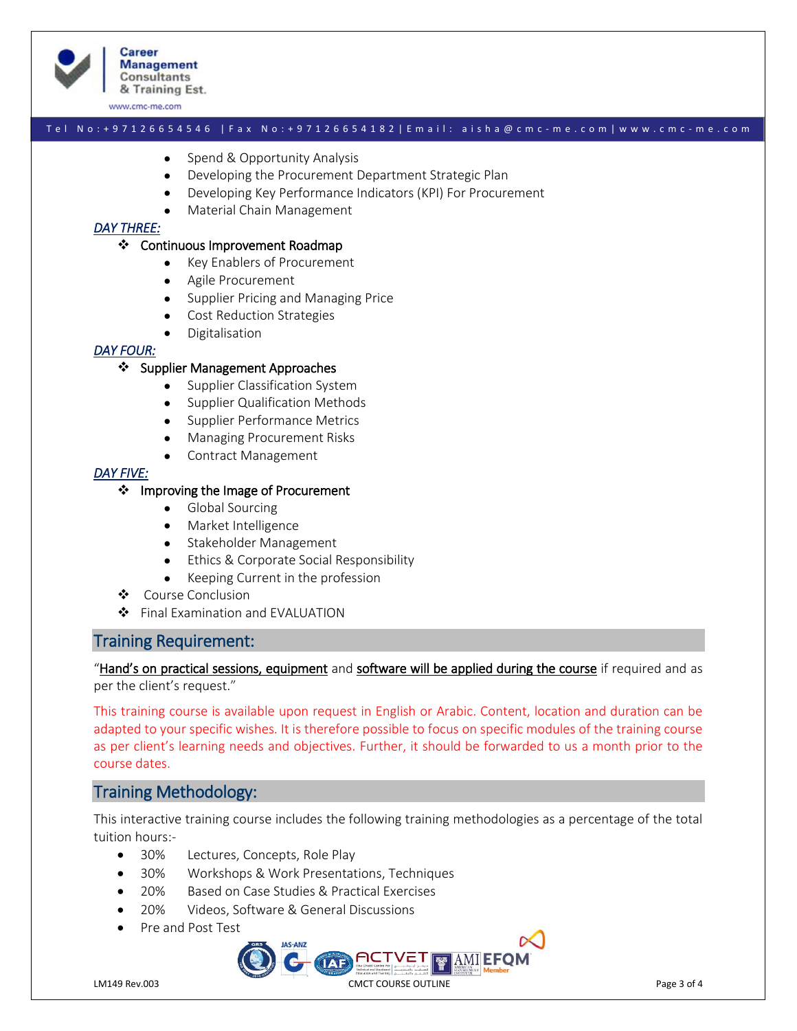- Spend & Opportunity Analysis
- Developing the Procurement Department Strategic Plan
- Developing Key Performance Indicators (KPI) For Procurement
- Material Chain Management

***DAY THREE:***

- Continuous Improvement Roadmap
  - Key Enablers of Procurement
  - Agile Procurement
  - Supplier Pricing and Managing Price
  - Cost Reduction Strategies
  - Digitalisation

***DAY FOUR:***

- Supplier Management Approaches
  - Supplier Classification System
  - Supplier Qualification Methods
  - Supplier Performance Metrics
  - Managing Procurement Risks
  - Contract Management

***DAY FIVE:***

- Improving the Image of Procurement
  - Global Sourcing
  - Market Intelligence
  - Stakeholder Management
  - Ethics & Corporate Social Responsibility
  - Keeping Current in the profession
- Course Conclusion
- Final Examination and EVALUATION

## Training Requirement:

"Hand's on practical sessions, equipment and software will be applied during the course if required and as per the client's request."

This training course is available upon request in English or Arabic. Content, location and duration can be adapted to your specific wishes. It is therefore possible to focus on specific modules of the training course as per client's learning needs and objectives. Further, it should be forwarded to us a month prior to the course dates.

## Training Methodology:

This interactive training course includes the following training methodologies as a percentage of the total tuition hours:-

- 30% Lectures, Concepts, Role Play
- 30% Workshops & Work Presentations, Techniques
- 20% Based on Case Studies & Practical Exercises
- 20% Videos, Software & General Discussions
- Pre and Post Test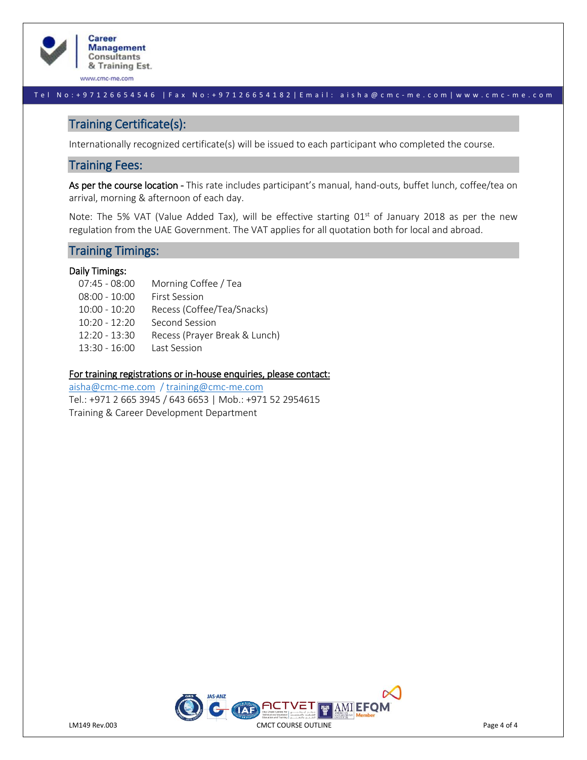## Training Certificate(s):

Internationally recognized certificate(s) will be issued to each participant who completed the course.

## Training Fees:

**As per the course location -** This rate includes participant's manual, hand-outs, buffet lunch, coffee/tea on arrival, morning & afternoon of each day.

Note: The 5% VAT (Value Added Tax), will be effective starting 01st of January 2018 as per the new regulation from the UAE Government. The VAT applies for all quotation both for local and abroad.

## Training Timings:

**Daily Timings:**

| | |
|---|---|
| 07:45 - 08:00 | Morning Coffee / Tea |
| 08:00 - 10:00 | First Session |
| 10:00 - 10:20 | Recess (Coffee/Tea/Snacks) |
| 10:20 - 12:20 | Second Session |
| 12:20 - 13:30 | Recess (Prayer Break & Lunch) |
| 13:30 - 16:00 | Last Session |

**For training registrations or in-house enquiries, please contact:**

aisha@cmc-me.com / training@cmc-me.com
Tel.: +971 2 665 3945 / 643 6653 | Mob.: +971 52 2954615
Training & Career Development Department